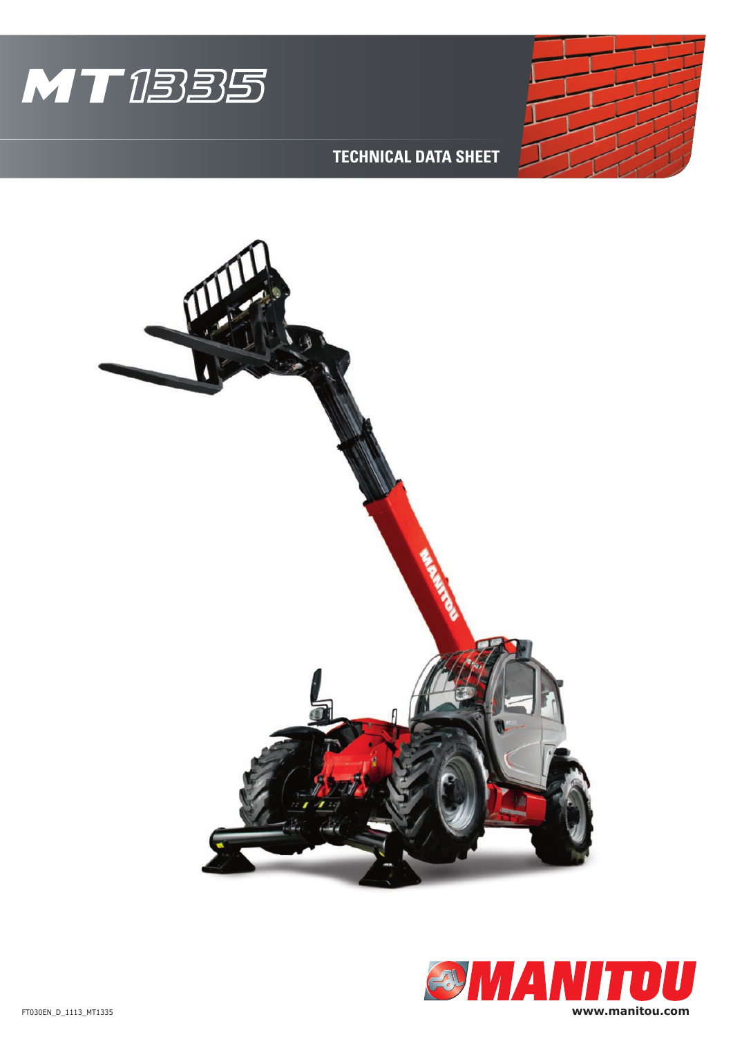# MT 1335

## TECHNICAL DATA SHEET

FT030EN_D_1113_MT1335

MANITOU

www.manitou.com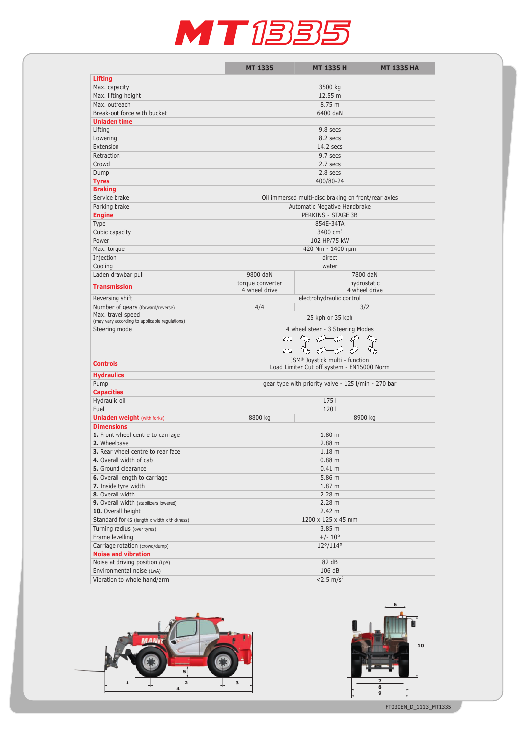# MT 1335

| | MT 1335 | MT 1335 H | MT 1335 HA |
|---|---|---|---|
| **Lifting** | | | |
| Max. capacity | 3500 kg | | |
| Max. lifting height | 12.55 m | | |
| Max. outreach | 8.75 m | | |
| Break-out force with bucket | 6400 daN | | |
| **Unladen time** | | | |
| Lifting | 9.8 secs | | |
| Lowering | 8.2 secs | | |
| Extension | 14.2 secs | | |
| Retraction | 9.7 secs | | |
| Crowd | 2.7 secs | | |
| Dump | 2.8 secs | | |
| **Tyres** | 400/80-24 | | |
| **Braking** | | | |
| Service brake | Oil immersed multi-disc braking on front/rear axles | | |
| Parking brake | Automatic Negative Handbrake | | |
| **Engine** | PERKINS - STAGE 3B | | |
| Type | 854E-34TA | | |
| Cubic capacity | 3400 cm³ | | |
| Power | 102 HP/75 kW | | |
| Max. torque | 420 Nm - 1400 rpm | | |
| Injection | direct | | |
| Cooling | water | | |
| Laden drawbar pull | 9800 daN | 7800 daN | |
| **Transmission** | torque converter 4 wheel drive | hydrostatic 4 wheel drive | |
| Reversing shift | electrohydraulic control | | |
| Number of gears (forward/reverse) | 4/4 | 3/2 | |
| Max. travel speed (may vary according to applicable regulations) | 25 kph or 35 kph | | |
| Steering mode | 4 wheel steer - 3 Steering Modes | | |
| **Controls** | JSM® Joystick multi - function Load Limiter Cut off system - EN15000 Norm | | |
| **Hydraulics** | | | |
| Pump | gear type with priority valve - 125 l/min - 270 bar | | |
| **Capacities** | | | |
| Hydraulic oil | 175 l | | |
| Fuel | 120 l | | |
| **Unladen weight** (with forks) | 8800 kg | 8900 kg | |
| **Dimensions** | | | |
| **1.** Front wheel centre to carriage | 1.80 m | | |
| **2.** Wheelbase | 2.88 m | | |
| **3.** Rear wheel centre to rear face | 1.18 m | | |
| **4.** Overall width of cab | 0.88 m | | |
| **5.** Ground clearance | 0.41 m | | |
| **6.** Overall length to carriage | 5.86 m | | |
| **7.** Inside tyre width | 1.87 m | | |
| **8.** Overall width | 2.28 m | | |
| **9.** Overall width (stabilizers lowered) | 2.28 m | | |
| **10.** Overall height | 2.42 m | | |
| Standard forks (length x width x thickness) | 1200 x 125 x 45 mm | | |
| Turning radius (over tyres) | 3.85 m | | |
| Frame levelling | +/- 10° | | |
| Carriage rotation (crowd/dump) | 12°/114° | | |
| **Noise and vibration** | | | |
| Noise at driving position (LpA) | 82 dB | | |
| Environmental noise (LwA) | 106 dB | | |
| Vibration to whole hand/arm | <2.5 m/s² | | |

FT030EN_D_1113_MT1335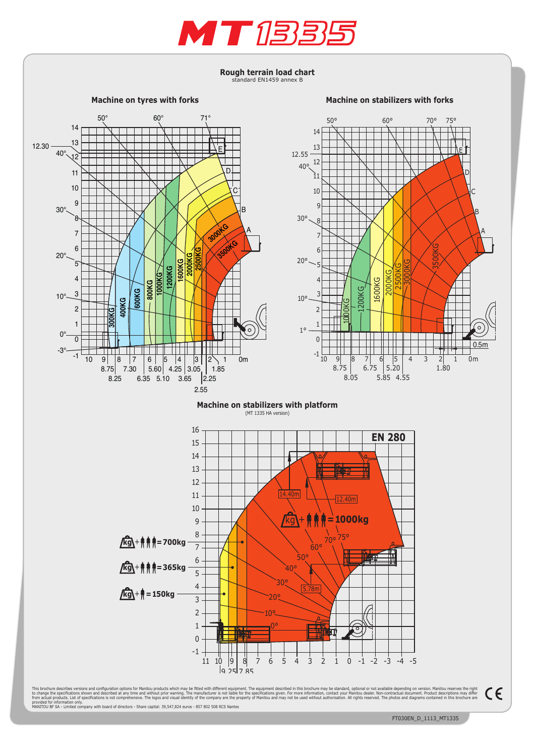# MT 1335

## Rough terrain load chart

standard EN1459 annex B

### Machine on tyres with forks

### Machine on stabilizers with forks

### Machine on stabilizers with platform

(MT 1335 HA version)

EN 280

kg + 3 persons = 1000kg

kg + 3 persons = 700kg

kg + 3 persons = 365kg

kg + 1 person = 150kg

This brochure describes versions and configuration options for Manitou products which may be fitted with different equipment. The equipment described in this brochure may be standard, optional or not available depending on version. Manitou reserves the right to change the specifications shown and described at any time and without prior warning. The manufacturer is not liable for the specifications given. For more information, contact your Manitou dealer. Non-contractual document. Product descriptions may differ from actual products. List of specifications is not comprehensive. The logos and visual identity of the company are the property of Manitou and may not be used without authorisation. All rights reserved. The photos and diagrams contained in this brochure are provided for information only.
MANITOU BF SA - Limited company with board of directors - Share capital: 39,547,824 euros - 857 802 508 RCS Nantes

FT030EN_D_1113_MT1335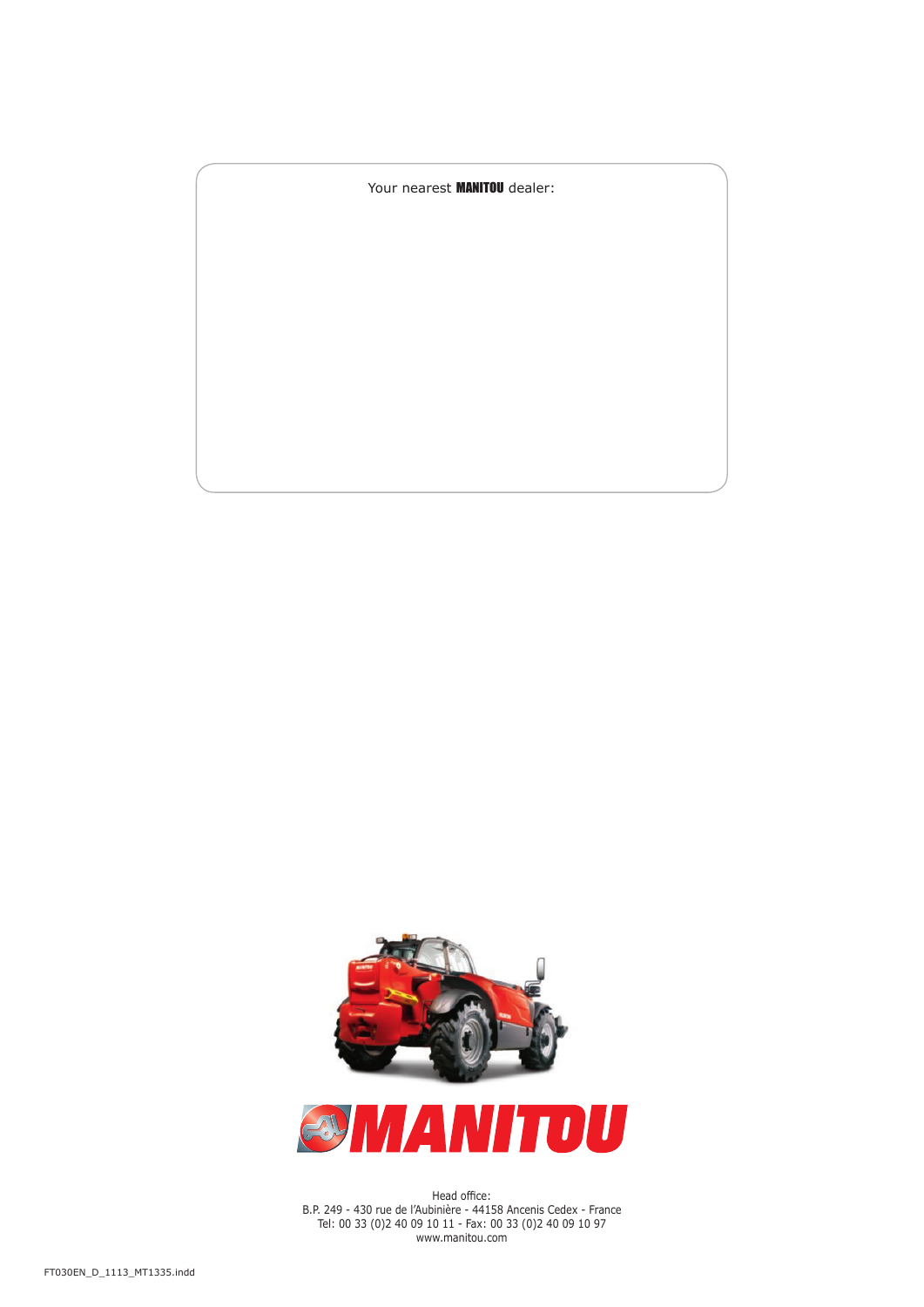Your nearest **MANITOU** dealer:

Head office:
B.P. 249 - 430 rue de l'Aubinière - 44158 Ancenis Cedex - France
Tel: 00 33 (0)2 40 09 10 11 - Fax: 00 33 (0)2 40 09 10 97
www.manitou.com

FT030EN_D_1113_MT1335.indd